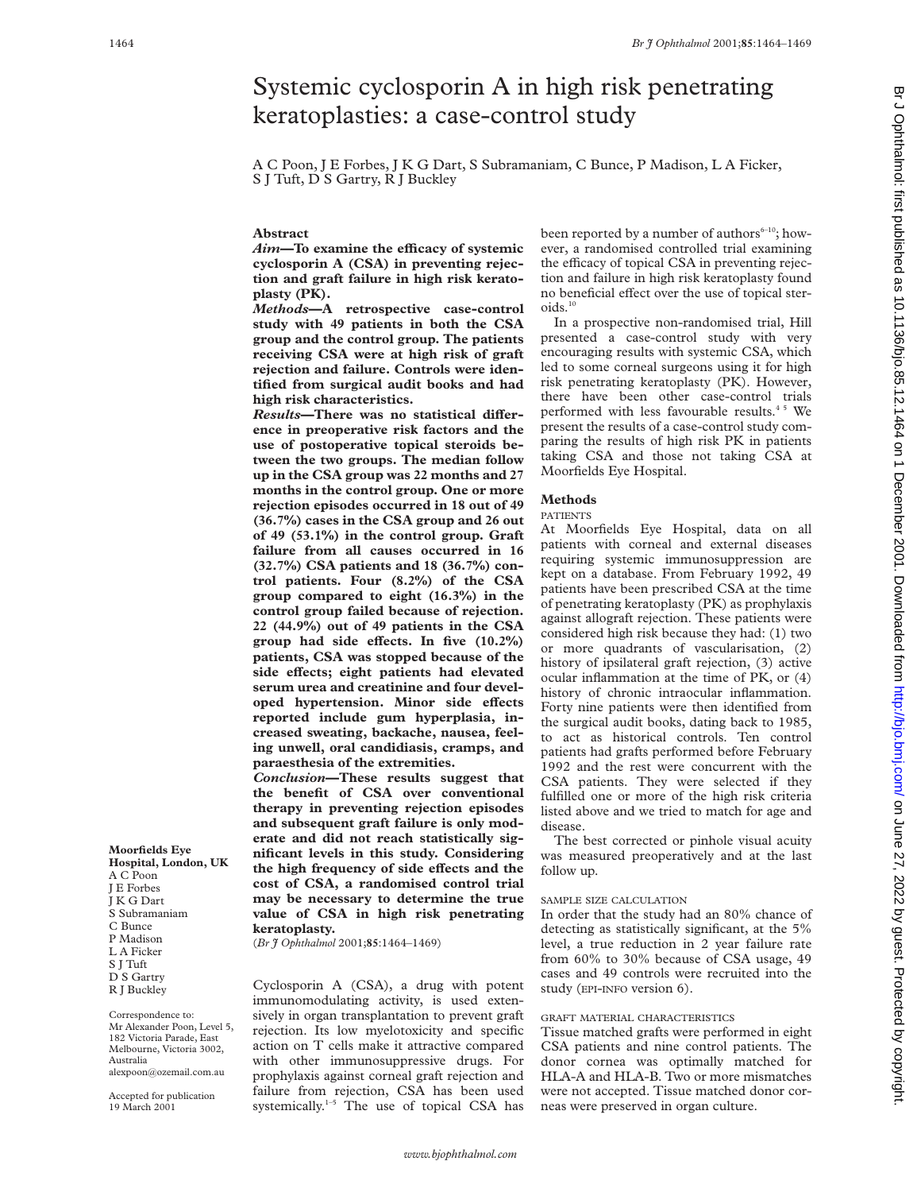# Systemic cyclosporin A in high risk penetrating keratoplasties: a case-control study

A C Poon, J E Forbes, J K G Dart, S Subramaniam, C Bunce, P Madison, L A Ficker, S J Tuft, D S Gartry, R J Buckley

Moorfields Eye Hospital, London, UK
A C Poon
J E Forbes
J K G Dart
S Subramaniam
C Bunce
P Madison
L A Ficker
S J Tuft
D S Gartry
R J Buckley

Correspondence to: Mr Alexander Poon, Level 5, 182 Victoria Parade, East Melbourne, Victoria 3002, Australia
alexpoon@ozemail.com.au

Accepted for publication 19 March 2001

## Abstract

***Aim***—**To examine the efficacy of systemic cyclosporin A (CSA) in preventing rejection and graft failure in high risk keratoplasty (PK).**

***Methods***—**A retrospective case-control study with 49 patients in both the CSA group and the control group. The patients receiving CSA were at high risk of graft rejection and failure. Controls were identified from surgical audit books and had high risk characteristics.**

***Results***—**There was no statistical difference in preoperative risk factors and the use of postoperative topical steroids between the two groups. The median follow up in the CSA group was 22 months and 27 months in the control group. One or more rejection episodes occurred in 18 out of 49 (36.7%) cases in the CSA group and 26 out of 49 (53.1%) in the control group. Graft failure from all causes occurred in 16 (32.7%) CSA patients and 18 (36.7%) control patients. Four (8.2%) of the CSA group compared to eight (16.3%) in the control group failed because of rejection. 22 (44.9%) out of 49 patients in the CSA group had side effects. In five (10.2%) patients, CSA was stopped because of the side effects; eight patients had elevated serum urea and creatinine and four developed hypertension. Minor side effects reported include gum hyperplasia, increased sweating, backache, nausea, feeling unwell, oral candidiasis, cramps, and paraesthesia of the extremities.**

***Conclusion***—**These results suggest that the benefit of CSA over conventional therapy in preventing rejection episodes and subsequent graft failure is only moderate and did not reach statistically significant levels in this study. Considering the high frequency of side effects and the cost of CSA, a randomised control trial may be necessary to determine the true value of CSA in high risk penetrating keratoplasty.**

(*Br J Ophthalmol* 2001;**85**:1464–1469)

Cyclosporin A (CSA), a drug with potent immunomodulating activity, is used extensively in organ transplantation to prevent graft rejection. Its low myelotoxicity and specific action on T cells make it attractive compared with other immunosuppressive drugs. For prophylaxis against corneal graft rejection and failure from rejection, CSA has been used systemically.[1–5] The use of topical CSA has been reported by a number of authors[6–10]; however, a randomised controlled trial examining the efficacy of topical CSA in preventing rejection and failure in high risk keratoplasty found no beneficial effect over the use of topical steroids.[10]

In a prospective non-randomised trial, Hill presented a case-control study with very encouraging results with systemic CSA, which led to some corneal surgeons using it for high risk penetrating keratoplasty (PK). However, there have been other case-control trials performed with less favourable results.[4 5] We present the results of a case-control study comparing the results of high risk PK in patients taking CSA and those not taking CSA at Moorfields Eye Hospital.

## Methods

### PATIENTS

At Moorfields Eye Hospital, data on all patients with corneal and external diseases requiring systemic immunosuppression are kept on a database. From February 1992, 49 patients have been prescribed CSA at the time of penetrating keratoplasty (PK) as prophylaxis against allograft rejection. These patients were considered high risk because they had: (1) two or more quadrants of vascularisation, (2) history of ipsilateral graft rejection, (3) active ocular inflammation at the time of PK, or (4) history of chronic intraocular inflammation. Forty nine patients were then identified from the surgical audit books, dating back to 1985, to act as historical controls. Ten control patients had grafts performed before February 1992 and the rest were concurrent with the CSA patients. They were selected if they fulfilled one or more of the high risk criteria listed above and we tried to match for age and disease.

The best corrected or pinhole visual acuity was measured preoperatively and at the last follow up.

### SAMPLE SIZE CALCULATION

In order that the study had an 80% chance of detecting as statistically significant, at the 5% level, a true reduction in 2 year failure rate from 60% to 30% because of CSA usage, 49 cases and 49 controls were recruited into the study (EPI-INFO version 6).

### GRAFT MATERIAL CHARACTERISTICS

Tissue matched grafts were performed in eight CSA patients and nine control patients. The donor cornea was optimally matched for HLA-A and HLA-B. Two or more mismatches were not accepted. Tissue matched donor corneas were preserved in organ culture.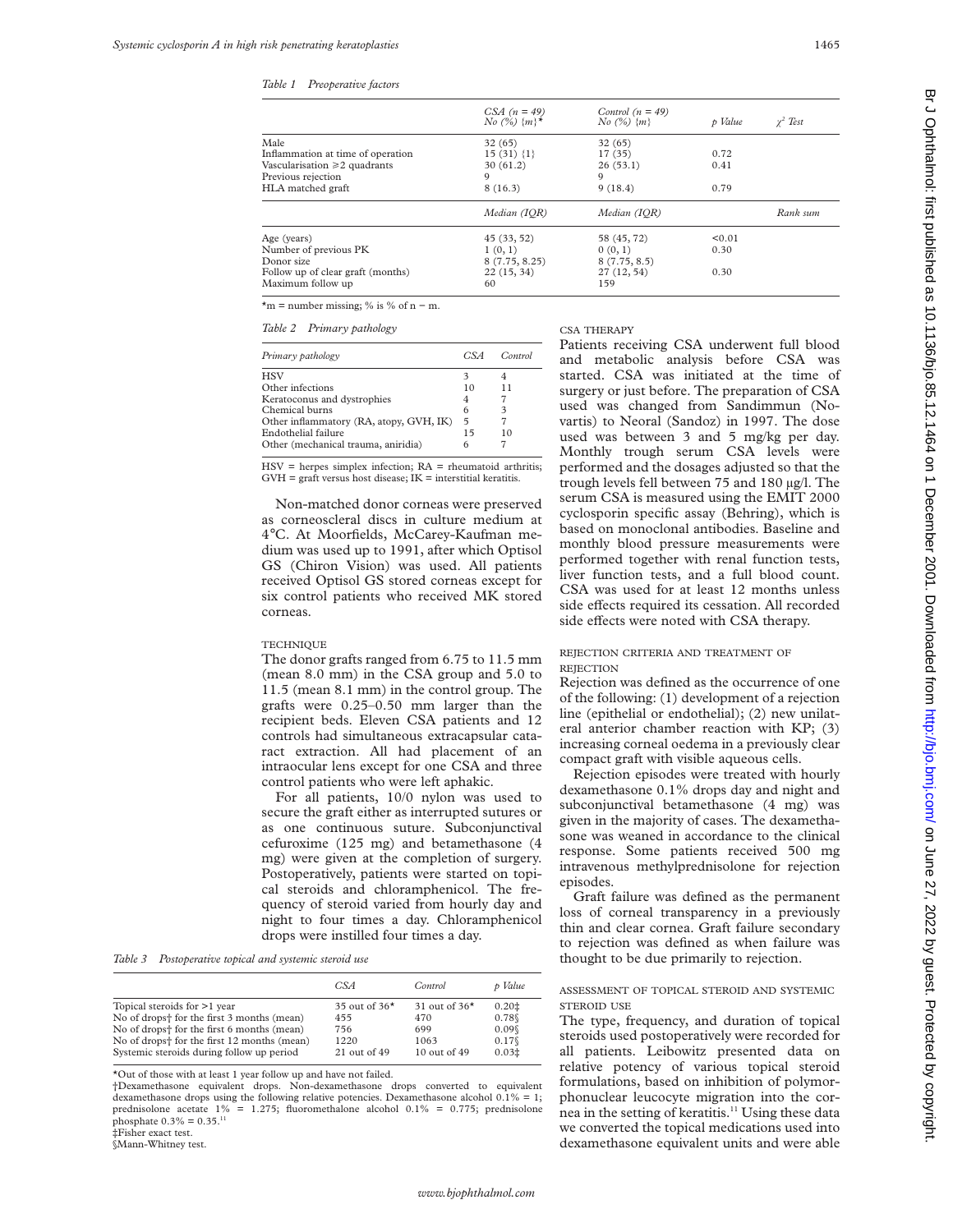*Table 1 Preoperative factors*

| | CSA (n = 49) No (%) {m}* | Control (n = 49) No (%) {m} | p Value | $\chi^2$ Test |
|---|---|---|---|---|
| Male | 32 (65) | 32 (65) | | |
| Inflammation at time of operation | 15 (31) {1} | 17 (35) | 0.72 | |
| Vascularisation ≥2 quadrants | 30 (61.2) | 26 (53.1) | 0.41 | |
| Previous rejection | 9 | 9 | | |
| HLA matched graft | 8 (16.3) | 9 (18.4) | 0.79 | |
| | Median (IQR) | Median (IQR) | | Rank sum |
| Age (years) | 45 (33, 52) | 58 (45, 72) | <0.01 | |
| Number of previous PK | 1 (0, 1) | 0 (0, 1) | 0.30 | |
| Donor size | 8 (7.75, 8.25) | 8 (7.75, 8.5) | | |
| Follow up of clear graft (months) | 22 (15, 34) | 27 (12, 54) | 0.30 | |
| Maximum follow up | 60 | 159 | | |

*m = number missing; % is % of n − m.

*Table 2 Primary pathology*

| Primary pathology | CSA | Control |
|---|---|---|
| HSV | 3 | 4 |
| Other infections | 10 | 11 |
| Keratoconus and dystrophies | 4 | 7 |
| Chemical burns | 6 | 3 |
| Other inflammatory (RA, atopy, GVH, IK) | 5 | 7 |
| Endothelial failure | 15 | 10 |
| Other (mechanical trauma, aniridia) | 6 | 7 |

HSV = herpes simplex infection; RA = rheumatoid arthritis; GVH = graft versus host disease; IK = interstitial keratitis.

Non-matched donor corneas were preserved as corneoscleral discs in culture medium at 4°C. At Moorfields, McCarey-Kaufman medium was used up to 1991, after which Optisol GS (Chiron Vision) was used. All patients received Optisol GS stored corneas except for six control patients who received MK stored corneas.

### TECHNIQUE

The donor grafts ranged from 6.75 to 11.5 mm (mean 8.0 mm) in the CSA group and 5.0 to 11.5 (mean 8.1 mm) in the control group. The grafts were 0.25–0.50 mm larger than the recipient beds. Eleven CSA patients and 12 controls had simultaneous extracapsular cataract extraction. All had placement of an intraocular lens except for one CSA and three control patients who were left aphakic.

For all patients, 10/0 nylon was used to secure the graft either as interrupted sutures or as one continuous suture. Subconjunctival cefuroxime (125 mg) and betamethasone (4 mg) were given at the completion of surgery. Postoperatively, patients were started on topical steroids and chloramphenicol. The frequency of steroid varied from hourly day and night to four times a day. Chloramphenicol drops were instilled four times a day.

*Table 3 Postoperative topical and systemic steroid use*

| | CSA | Control | p Value |
|---|---|---|---|
| Topical steroids for >1 year | 35 out of 36* | 31 out of 36* | 0.20‡ |
| No of drops† for the first 3 months (mean) | 455 | 470 | 0.78§ |
| No of drops† for the first 6 months (mean) | 756 | 699 | 0.09§ |
| No of drops† for the first 12 months (mean) | 1220 | 1063 | 0.17§ |
| Systemic steroids during follow up period | 21 out of 49 | 10 out of 49 | 0.03‡ |

*Out of those with at least 1 year follow up and have not failed.
†Dexamethasone equivalent drops. Non-dexamethasone drops converted to equivalent dexamethasone drops using the following relative potencies. Dexamethasone alcohol 0.1% = 1; prednisolone acetate 1% = 1.275; fluoromethalone alcohol 0.1% = 0.775; prednisolone phosphate 0.3% = 0.35.[11]
‡Fisher exact test.
§Mann-Whitney test.

### CSA THERAPY

Patients receiving CSA underwent full blood and metabolic analysis before CSA was started. CSA was initiated at the time of surgery or just before. The preparation of CSA used was changed from Sandimmun (Novartis) to Neoral (Sandoz) in 1997. The dose used was between 3 and 5 mg/kg per day. Monthly trough serum CSA levels were performed and the dosages adjusted so that the trough levels fell between 75 and 180 μg/l. The serum CSA is measured using the EMIT 2000 cyclosporin specific assay (Behring), which is based on monoclonal antibodies. Baseline and monthly blood pressure measurements were performed together with renal function tests, liver function tests, and a full blood count. CSA was used for at least 12 months unless side effects required its cessation. All recorded side effects were noted with CSA therapy.

### REJECTION CRITERIA AND TREATMENT OF REJECTION

Rejection was defined as the occurrence of one of the following: (1) development of a rejection line (epithelial or endothelial); (2) new unilateral anterior chamber reaction with KP; (3) increasing corneal oedema in a previously clear compact graft with visible aqueous cells.

Rejection episodes were treated with hourly dexamethasone 0.1% drops day and night and subconjunctival betamethasone (4 mg) was given in the majority of cases. The dexamethasone was weaned in accordance to the clinical response. Some patients received 500 mg intravenous methylprednisolone for rejection episodes.

Graft failure was defined as the permanent loss of corneal transparency in a previously thin and clear cornea. Graft failure secondary to rejection was defined as when failure was thought to be due primarily to rejection.

### ASSESSMENT OF TOPICAL STEROID AND SYSTEMIC STEROID USE

The type, frequency, and duration of topical steroids used postoperatively were recorded for all patients. Leibowitz presented data on relative potency of various topical steroid formulations, based on inhibition of polymorphonuclear leucocyte migration into the cornea in the setting of keratitis.[11] Using these data we converted the topical medications used into dexamethasone equivalent units and were able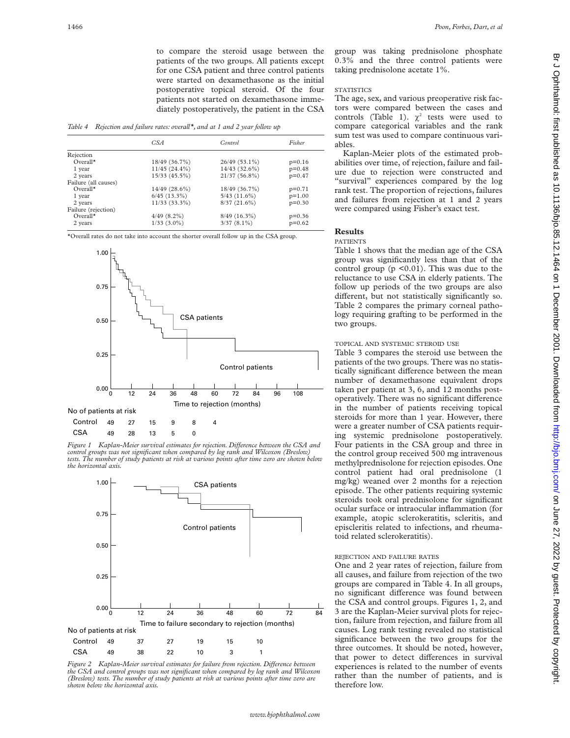to compare the steroid usage between the patients of the two groups. All patients except for one CSA patient and three control patients were started on dexamethasone as the initial postoperative topical steroid. Of the four patients not started on dexamethasone immediately postoperatively, the patient in the CSA group was taking prednisolone phosphate 0.3% and the three control patients were taking prednisolone acetate 1%.

*Table 4 Rejection and failure rates: overall*, and at 1 and 2 year follow up*

| | CSA | Control | Fisher |
|---|---|---|---|
| Rejection | | | |
| Overall* | 18/49 (36.7%) | 26/49 (53.1%) | p=0.16 |
| 1 year | 11/45 (24.4%) | 14/43 (32.6%) | p=0.48 |
| 2 years | 15/33 (45.5%) | 21/37 (56.8%) | p=0.47 |
| Failure (all causes) | | | |
| Overall* | 14/49 (28.6%) | 18/49 (36.7%) | p=0.71 |
| 1 year | 6/45 (13.3%) | 5/43 (11.6%) | p=1.00 |
| 2 years | 11/33 (33.3%) | 8/37 (21.6%) | p=0.30 |
| Failure (rejection) | | | |
| Overall* | 4/49 (8.2%) | 8/49 (16.3%) | p=0.36 |
| 2 years | 1/33 (3.0%) | 3/37 (8.1%) | p=0.62 |

*Overall rates do not take into account the shorter overall follow up in the CSA group.

No of patients at risk

| | 0 | 12 | 24 | 36 | 48 | 60 |
|---|---|---|---|---|---|---|
| Control | 49 | 27 | 15 | 9 | 8 | 4 |
| CSA | 49 | 28 | 13 | 5 | 0 | |

*Figure 1 Kaplan-Meier survival estimates for rejection. Difference between the CSA and control groups was not significant when compared by log rank and Wilcoxon (Breslow) tests. The number of study patients at risk at various points after time zero are shown below the horizontal axis.*

No of patients at risk

| | 0 | 12 | 24 | 36 | 48 | 60 |
|---|---|---|---|---|---|---|
| Control | 49 | 37 | 27 | 19 | 15 | 10 |
| CSA | 49 | 38 | 22 | 10 | 3 | 1 |

*Figure 2 Kaplan-Meier survival estimates for failure from rejection. Difference between the CSA and control groups was not significant when compared by log rank and Wilcoxon (Breslow) tests. The number of study patients at risk at various points after time zero are shown below the horizontal axis.*

### STATISTICS

The age, sex, and various preoperative risk factors were compared between the cases and controls (Table 1). $\chi^2$ tests were used to compare categorical variables and the rank sum test was used to compare continuous variables.

Kaplan-Meier plots of the estimated probabilities over time, of rejection, failure and failure due to rejection were constructed and "survival" experiences compared by the log rank test. The proportion of rejections, failures and failures from rejection at 1 and 2 years were compared using Fisher's exact test.

## Results

### PATIENTS

Table 1 shows that the median age of the CSA group was significantly less than that of the control group ($p < 0.01$). This was due to the reluctance to use CSA in elderly patients. The follow up periods of the two groups are also different, but not statistically significantly so. Table 2 compares the primary corneal pathology requiring grafting to be performed in the two groups.

### TOPICAL AND SYSTEMIC STEROID USE

Table 3 compares the steroid use between the patients of the two groups. There was no statistically significant difference between the mean number of dexamethasone equivalent drops taken per patient at 3, 6, and 12 months postoperatively. There was no significant difference in the number of patients receiving topical steroids for more than 1 year. However, there were a greater number of CSA patients requiring systemic prednisolone postoperatively. Four patients in the CSA group and three in the control group received 500 mg intravenous methylprednisolone for rejection episodes. One control patient had oral prednisolone (1 mg/kg) weaned over 2 months for a rejection episode. The other patients requiring systemic steroids took oral prednisolone for significant ocular surface or intraocular inflammation (for example, atopic sclerokeratitis, scleritis, and episcleritis related to infections, and rheumatoid related sclerokeratitis).

### REJECTION AND FAILURE RATES

One and 2 year rates of rejection, failure from all causes, and failure from rejection of the two groups are compared in Table 4. In all groups, no significant difference was found between the CSA and control groups. Figures 1, 2, and 3 are the Kaplan-Meier survival plots for rejection, failure from rejection, and failure from all causes. Log rank testing revealed no statistical significance between the two groups for the three outcomes. It should be noted, however, that power to detect differences in survival experiences is related to the number of events rather than the number of patients, and is therefore low.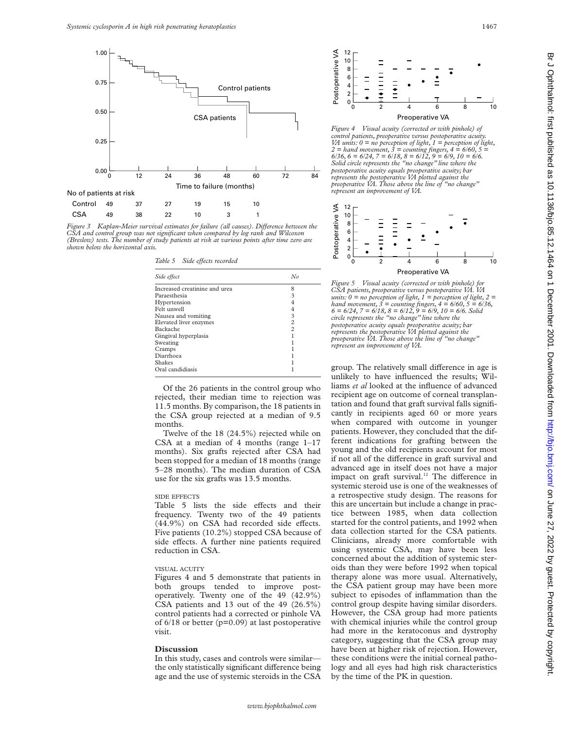No of patients at risk

| | 0 | 12 | 24 | 36 | 48 | 60 |
|---|---|---|---|---|---|---|
| Control | 49 | 37 | 27 | 19 | 15 | 10 |
| CSA | 49 | 38 | 22 | 10 | 3 | 1 |

*Figure 3 Kaplan-Meier survival estimates for failure (all causes). Difference between the CSA and control group was not significant when compared by log rank and Wilcoxon (Breslow) tests. The number of study patients at risk at various points after time zero are shown below the horizontal axis.*

*Table 5 Side effects recorded*

| *Side effect* | *No* |
|---|---|
| Increased creatinine and urea | 8 |
| Paraesthesia | 3 |
| Hypertension | 4 |
| Felt unwell | 4 |
| Nausea and vomiting | 3 |
| Elevated liver enzymes | 2 |
| Backache | 2 |
| Gingival hyperplasia | 1 |
| Sweating | 1 |
| Cramps | 1 |
| Diarrhoea | 1 |
| Shakes | 1 |
| Oral candidiasis | 1 |

Of the 26 patients in the control group who rejected, their median time to rejection was 11.5 months. By comparison, the 18 patients in the CSA group rejected at a median of 9.5 months.

Twelve of the 18 (24.5%) rejected while on CSA at a median of 4 months (range 1–17 months). Six grafts rejected after CSA had been stopped for a median of 18 months (range 5–28 months). The median duration of CSA use for the six grafts was 13.5 months.

### SIDE EFFECTS

Table 5 lists the side effects and their frequency. Twenty two of the 49 patients (44.9%) on CSA had recorded side effects. Five patients (10.2%) stopped CSA because of side effects. A further nine patients required reduction in CSA.

### VISUAL ACUITY

Figures 4 and 5 demonstrate that patients in both groups tended to improve postoperatively. Twenty one of the 49 (42.9%) CSA patients and 13 out of the 49 (26.5%) control patients had a corrected or pinhole VA of 6/18 or better (p=0.09) at last postoperative visit.

## Discussion

In this study, cases and controls were similar—the only statistically significant difference being age and the use of systemic steroids in the CSA group. The relatively small difference in age is unlikely to have influenced the results; Williams *et al* looked at the influence of advanced recipient age on outcome of corneal transplantation and found that graft survival falls significantly in recipients aged 60 or more years when compared with outcome in younger patients. However, they concluded that the different indications for grafting between the young and the old recipients account for most if not all of the difference in graft survival and advanced age in itself does not have a major impact on graft survival.[12] The difference in systemic steroid use is one of the weaknesses of a retrospective study design. The reasons for this are uncertain but include a change in practice between 1985, when data collection started for the control patients, and 1992 when data collection started for the CSA patients. Clinicians, already more comfortable with using systemic CSA, may have been less concerned about the addition of systemic steroids than they were before 1992 when topical therapy alone was more usual. Alternatively, the CSA patient group may have been more subject to episodes of inflammation than the control group despite having similar disorders. However, the CSA group had more patients with chemical injuries while the control group had more in the keratoconus and dystrophy category, suggesting that the CSA group may have been at higher risk of rejection. However, these conditions were the initial corneal pathology and all eyes had high risk characteristics by the time of the PK in question.

*Figure 4 Visual acuity (corrected or with pinhole) of control patients, preoperative versus postoperative acuity. VA units: 0 = no perception of light, 1 = perception of light, 2 = hand movement, 3 = counting fingers, 4 = 6/60, 5 = 6/36, 6 = 6/24, 7 = 6/18, 8 = 6/12, 9 = 6/9, 10 = 6/6. Solid circle represents the "no change" line where the postoperative acuity equals preoperative acuity; bar represents the postoperative VA plotted against the preoperative VA. Those above the line of "no change" represent an improvement of VA.*

*Figure 5 Visual acuity (corrected or with pinhole) for CSA patients, preoperative versus postoperative VA. VA units: 0 = no perception of light, 1 = perception of light, 2 = hand movement, 3 = counting fingers, 4 = 6/60, 5 = 6/36, 6 = 6/24, 7 = 6/18, 8 = 6/12, 9 = 6/9, 10 = 6/6. Solid circle represents the "no change" line where the postoperative acuity equals preoperative acuity; bar represents the postoperative VA plotted against the preoperative VA. Those above the line of "no change" represent an improvement of VA.*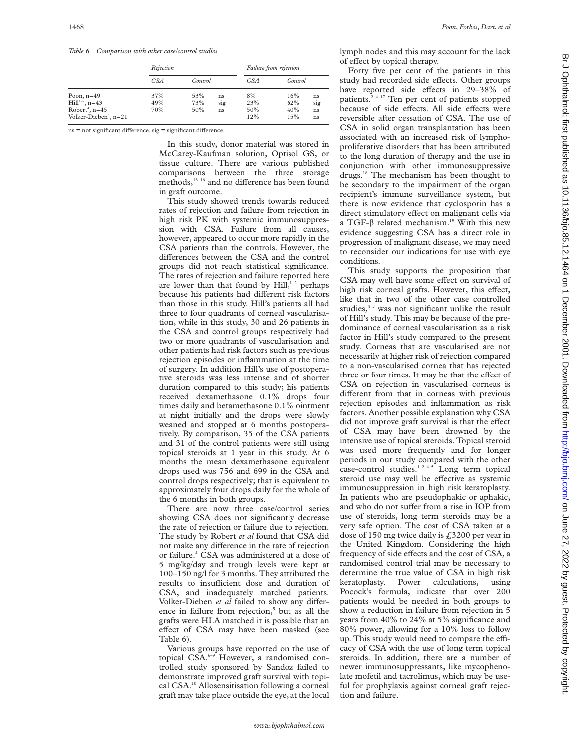*Table 6 Comparison with other case/control studies*

| | Rejection | | | Failure from rejection | | |
|---|---|---|---|---|---|---|
| | *CSA* | *Control* | | *CSA* | *Control* | |
| Poon, n=49 | 37% | 53% | ns | 8% | 16% | ns |
| Hill[1-2], n=43 | 49% | 73% | sig | 23% | 62% | sig |
| Robert[4], n=45 | 70% | 50% | ns | 50% | 40% | ns |
| Volker-Dieben[5], n=21 | | | | 12% | 15% | ns |

ns = not significant difference. sig = significant difference.

In this study, donor material was stored in McCarey-Kaufman solution, Optisol GS, or tissue culture. There are various published comparisons between the three storage methods,[13–16] and no difference has been found in graft outcome.

This study showed trends towards reduced rates of rejection and failure from rejection in high risk PK with systemic immunosuppression with CSA. Failure from all causes, however, appeared to occur more rapidly in the CSA patients than the controls. However, the differences between the CSA and the control groups did not reach statistical significance. The rates of rejection and failure reported here are lower than that found by Hill,[1 2] perhaps because his patients had different risk factors than those in this study. Hill's patients all had three to four quadrants of corneal vascularisation, while in this study, 30 and 26 patients in the CSA and control groups respectively had two or more quadrants of vascularisation and other patients had risk factors such as previous rejection episodes or inflammation at the time of surgery. In addition Hill's use of postoperative steroids was less intense and of shorter duration compared to this study; his patients received dexamethasone 0.1% drops four times daily and betamethasone 0.1% ointment at night initially and the drops were slowly weaned and stopped at 6 months postoperatively. By comparison, 35 of the CSA patients and 31 of the control patients were still using topical steroids at 1 year in this study. At 6 months the mean dexamethasone equivalent drops used was 756 and 699 in the CSA and control drops respectively; that is equivalent to approximately four drops daily for the whole of the 6 months in both groups.

There are now three case/control series showing CSA does not significantly decrease the rate of rejection or failure due to rejection. The study by Robert *et al* found that CSA did not make any difference in the rate of rejection or failure.[4] CSA was administered at a dose of 5 mg/kg/day and trough levels were kept at 100–150 ng/l for 3 months. They attributed the results to insufficient dose and duration of CSA, and inadequately matched patients. Volker-Dieben *et al* failed to show any difference in failure from rejection,[5] but as all the grafts were HLA matched it is possible that an effect of CSA may have been masked (see Table 6).

Various groups have reported on the use of topical CSA.[6–9] However, a randomised controlled study sponsored by Sandoz failed to demonstrate improved graft survival with topical CSA.[10] Allosensitisation following a corneal graft may take place outside the eye, at the local lymph nodes and this may account for the lack of effect by topical therapy.

Forty five per cent of the patients in this study had recorded side effects. Other groups have reported side effects in 29–38% of patients.[2 4 17] Ten per cent of patients stopped because of side effects. All side effects were reversible after cessation of CSA. The use of CSA in solid organ transplantation has been associated with an increased risk of lymphoproliferative disorders that has been attributed to the long duration of therapy and the use in conjunction with other immunosuppressive drugs.[18] The mechanism has been thought to be secondary to the impairment of the organ recipient's immune surveillance system, but there is now evidence that cyclosporin has a direct stimulatory effect on malignant cells via a TGF-$\beta$ related mechanism.[19] With this new evidence suggesting CSA has a direct role in progression of malignant disease, we may need to reconsider our indications for use with eye conditions.

This study supports the proposition that CSA may well have some effect on survival of high risk corneal grafts. However, this effect, like that in two of the other case controlled studies,[4 5] was not significant unlike the result of Hill's study. This may be because of the predominance of corneal vascularisation as a risk factor in Hill's study compared to the present study. Corneas that are vascularised are not necessarily at higher risk of rejection compared to a non-vascularised cornea that has rejected three or four times. It may be that the effect of CSA on rejection in vascularised corneas is different from that in corneas with previous rejection episodes and inflammation as risk factors. Another possible explanation why CSA did not improve graft survival is that the effect of CSA may have been drowned by the intensive use of topical steroids. Topical steroid was used more frequently and for longer periods in our study compared with the other case-control studies.[1 2 4 5] Long term topical steroid use may well be effective as systemic immunosuppression in high risk keratoplasty. In patients who are pseudophakic or aphakic, and who do not suffer from a rise in IOP from use of steroids, long term steroids may be a very safe option. The cost of CSA taken at a dose of 150 mg twice daily is £3200 per year in the United Kingdom. Considering the high frequency of side effects and the cost of CSA, a randomised control trial may be necessary to determine the true value of CSA in high risk keratoplasty. Power calculations, using Pocock's formula, indicate that over 200 patients would be needed in both groups to show a reduction in failure from rejection in 5 years from 40% to 24% at 5% significance and 80% power, allowing for a 10% loss to follow up. This study would need to compare the efficacy of CSA with the use of long term topical steroids. In addition, there are a number of newer immunosuppressants, like mycophenolate mofetil and tacrolimus, which may be useful for prophylaxis against corneal graft rejection and failure.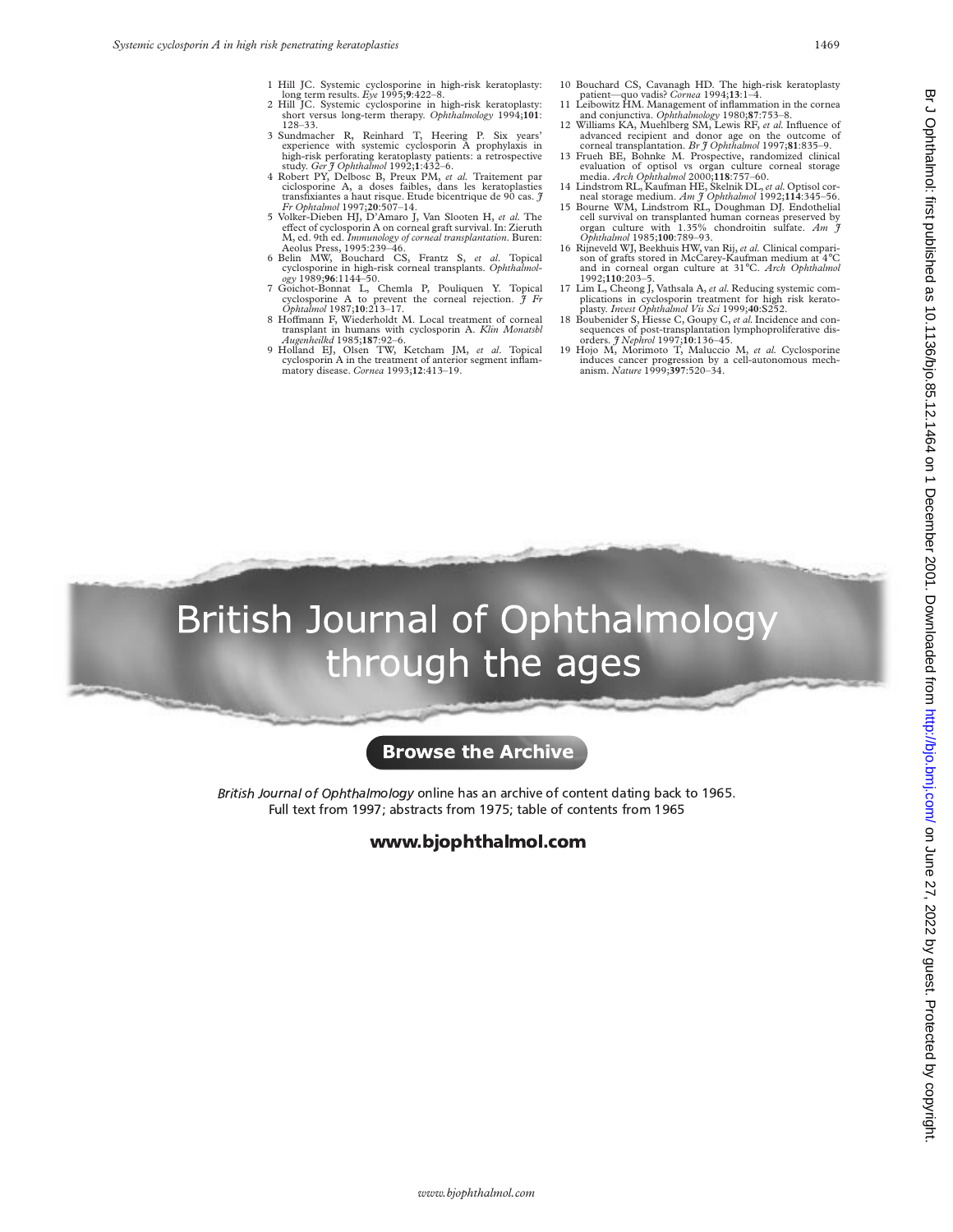1 Hill JC. Systemic cyclosporine in high-risk keratoplasty: long term results. *Eye* 1995;**9**:422–8.

2 Hill JC. Systemic cyclosporine in high-risk keratoplasty: short versus long-term therapy. *Ophthalmology* 1994;**101**: 128–33.

3 Sundmacher R, Reinhard T, Heering P. Six years' experience with systemic cyclosporin A prophylaxis in high-risk perforating keratoplasty patients: a retrospective study. *Ger J Ophthalmol* 1992;**1**:432–6.

4 Robert PY, Delbosc B, Preux PM, *et al.* Traitement par ciclosporine A, a doses faibles, dans les keratoplasties transfixiantes a haut risque. Etude bicentrique de 90 cas. *J Fr Ophtalmol* 1997;**20**:507–14.

5 Volker-Dieben HJ, D'Amaro J, Van Slooten H, *et al.* The effect of cyclosporin A on corneal graft survival. In: Zieruth M, ed. 9th ed. *Immunology of corneal transplantation*. Buren: Aeolus Press, 1995:239–46.

6 Belin MW, Bouchard CS, Frantz S, *et al.* Topical cyclosporine in high-risk corneal transplants. *Ophthalmology* 1989;**96**:1144–50.

7 Goichot-Bonnat L, Chemla P, Pouliquen Y. Topical cyclosporine A to prevent the corneal rejection. *J Fr Ophtalmol* 1987;**10**:213–17.

8 Hoffmann F, Wiederholdt M. Local treatment of corneal transplant in humans with cyclosporin A. *Klin Monatsbl Augenheilkd* 1985;**187**:92–6.

9 Holland EJ, Olsen TW, Ketcham JM, *et al.* Topical cyclosporin A in the treatment of anterior segment inflammatory disease. *Cornea* 1993;**12**:413–19.

10 Bouchard CS, Cavanagh HD. The high-risk keratoplasty patient—quo vadis? *Cornea* 1994;**13**:1–4.

11 Leibowitz HM. Management of inflammation in the cornea and conjunctiva. *Ophthalmology* 1980;**87**:753–8.

12 Williams KA, Muehlberg SM, Lewis RF, *et al.* Influence of advanced recipient and donor age on the outcome of corneal transplantation. *Br J Ophthalmol* 1997;**81**:835–9.

13 Frueh BE, Bohnke M. Prospective, randomized clinical evaluation of optisol vs organ culture corneal storage media. *Arch Ophthalmol* 2000;**118**:757–60.

14 Lindstrom RL, Kaufman HE, Skelnik DL, *et al.* Optisol corneal storage medium. *Am J Ophthalmol* 1992;**114**:345–56.

15 Bourne WM, Lindstrom RL, Doughman DJ. Endothelial cell survival on transplanted human corneas preserved by organ culture with 1.35% chondroitin sulfate. *Am J Ophthalmol* 1985;**100**:789–93.

16 Rijneveld WJ, Beekhuis HW, van Rij, *et al.* Clinical comparison of grafts stored in McCarey-Kaufman medium at 4°C and in corneal organ culture at 31°C. *Arch Ophthalmol* 1992;**110**:203–5.

17 Lim L, Cheong J, Vathsala A, *et al.* Reducing systemic complications in cyclosporin treatment for high risk keratoplasty. *Invest Ophthalmol Vis Sci* 1999;**40**:S252.

18 Boubenider S, Hiesse C, Goupy C, *et al.* Incidence and consequences of post-transplantation lymphoproliferative disorders. *J Nephrol* 1997;**10**:136–45.

19 Hojo M, Morimoto T, Maluccio M, *et al.* Cyclosporine induces cancer progression by a cell-autonomous mechanism. *Nature* 1999;**397**:520–34.

# British Journal of Ophthalmology through the ages

**Browse the Archive**

*British Journal of Ophthalmology* online has an archive of content dating back to 1965. Full text from 1997; abstracts from 1975; table of contents from 1965

**www.bjophthalmol.com**